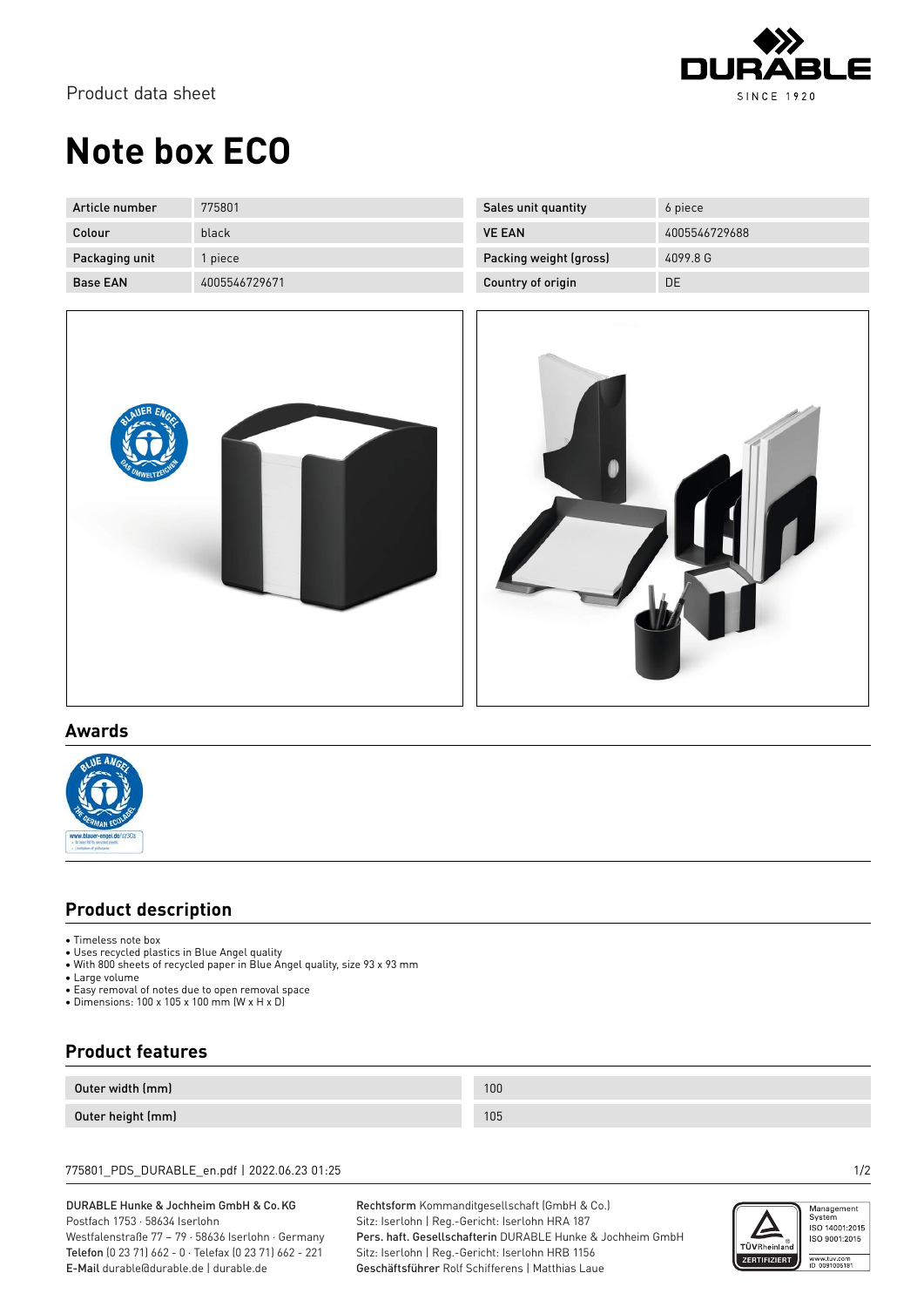Product data sheet

# Note box ECO

| Article number | 775801 | Sales unit quantity | 6 piece |
|---|---|---|---|
| Colour | black | VE EAN | 4005546729688 |
| Packaging unit | 1 piece | Packing weight (gross) | 4099.8 G |
| Base EAN | 4005546729671 | Country of origin | DE |

## Awards

## Product description

- Timeless note box
- Uses recycled plastics in Blue Angel quality
- With 800 sheets of recycled paper in Blue Angel quality, size 93 x 93 mm
- Large volume
- Easy removal of notes due to open removal space
- Dimensions: 100 x 105 x 100 mm (W x H x D)

## Product features

| Outer width (mm) | 100 |
|---|---|
| Outer height (mm) | 105 |

775801_PDS_DURABLE_en.pdf | 2022.06.23 01:25

**DURABLE Hunke & Jochheim GmbH & Co. KG**
Postfach 1753 · 58634 Iserlohn
Westfalenstraße 77 – 79 · 58636 Iserlohn · Germany
**Telefon** (0 23 71) 662 - 0 · Telefax (0 23 71) 662 - 221
**E-Mail** durable@durable.de | durable.de

**Rechtsform** Kommanditgesellschaft (GmbH & Co.)
Sitz: Iserlohn | Reg.-Gericht: Iserlohn HRA 187
**Pers. haft. Gesellschafterin** DURABLE Hunke & Jochheim GmbH
Sitz: Iserlohn | Reg.-Gericht: Iserlohn HRB 1156
**Geschäftsführer** Rolf Schifferens | Matthias Laue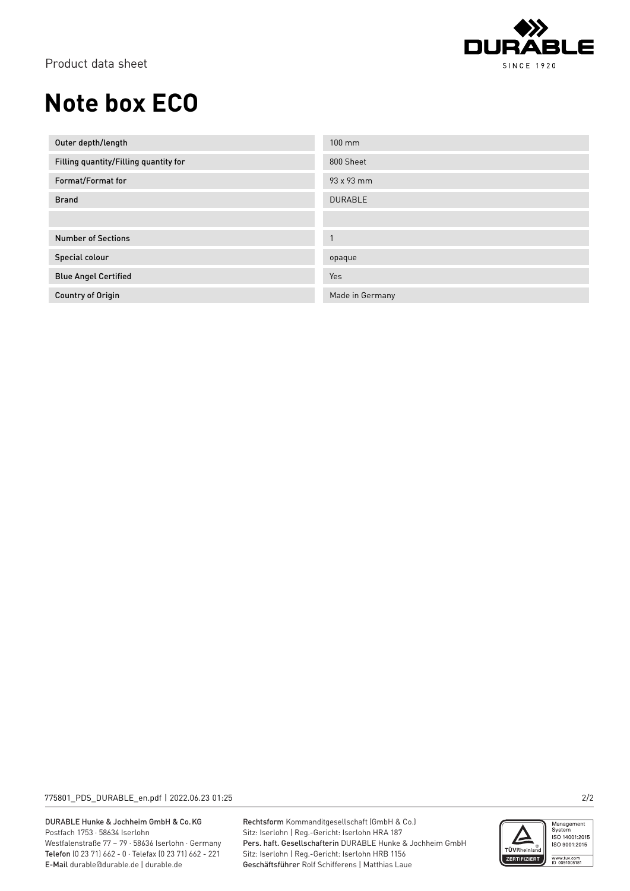Product data sheet

# Note box ECO

| | |
|---|---|
| Outer depth/length | 100 mm |
| Filling quantity/Filling quantity for | 800 Sheet |
| Format/Format for | 93 x 93 mm |
| Brand | DURABLE |
| | |
| Number of Sections | 1 |
| Special colour | opaque |
| Blue Angel Certified | Yes |
| Country of Origin | Made in Germany |

775801_PDS_DURABLE_en.pdf | 2022.06.23 01:25

DURABLE Hunke & Jochheim GmbH & Co. KG
Postfach 1753 · 58634 Iserlohn
Westfalenstraße 77 – 79 · 58636 Iserlohn · Germany
Telefon (0 23 71) 662 - 0 · Telefax (0 23 71) 662 - 221
E-Mail durable@durable.de | durable.de

Rechtsform Kommanditgesellschaft (GmbH & Co.)
Sitz: Iserlohn | Reg.-Gericht: Iserlohn HRA 187
Pers. haft. Gesellschafterin DURABLE Hunke & Jochheim GmbH
Sitz: Iserlohn | Reg.-Gericht: Iserlohn HRB 1156
Geschäftsführer Rolf Schifferens | Matthias Laue